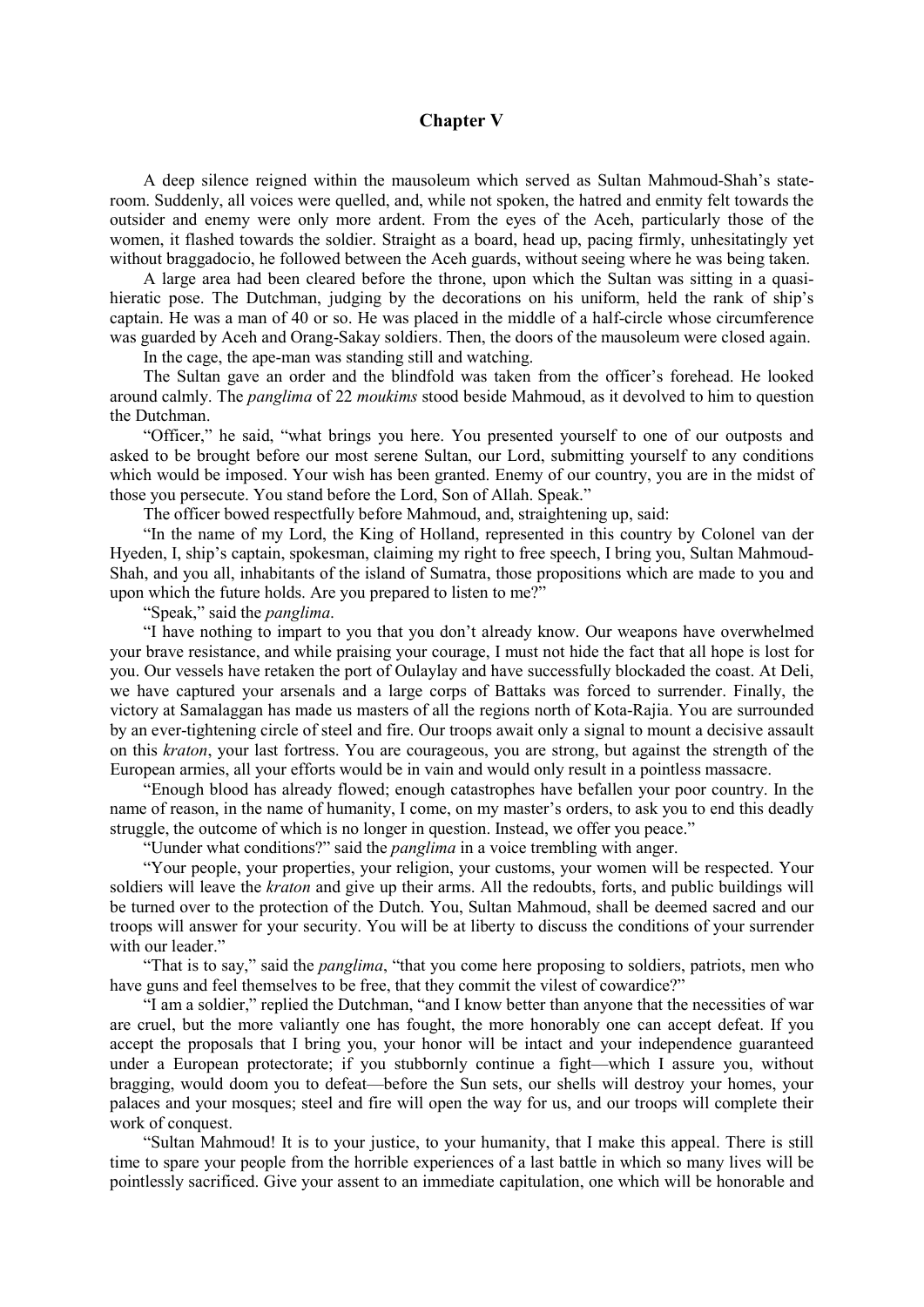## Chapter V

A deep silence reigned within the mausoleum which served as Sultan Mahmoud-Shah's state-room. Suddenly, all voices were quelled, and, while not spoken, the hatred and enmity felt towards the outsider and enemy were only more ardent. From the eyes of the Aceh, particularly those of the women, it flashed towards the soldier. Straight as a board, head up, pacing firmly, unhesitatingly yet without braggadocio, he followed between the Aceh guards, without seeing where he was being taken.

A large area had been cleared before the throne, upon which the Sultan was sitting in a quasi-hieratic pose. The Dutchman, judging by the decorations on his uniform, held the rank of ship's captain. He was a man of 40 or so. He was placed in the middle of a half-circle whose circumference was guarded by Aceh and Orang-Sakay soldiers. Then, the doors of the mausoleum were closed again.

In the cage, the ape-man was standing still and watching.

The Sultan gave an order and the blindfold was taken from the officer's forehead. He looked around calmly. The *panglima* of 22 *moukims* stood beside Mahmoud, as it devolved to him to question the Dutchman.

"Officer," he said, "what brings you here. You presented yourself to one of our outposts and asked to be brought before our most serene Sultan, our Lord, submitting yourself to any conditions which would be imposed. Your wish has been granted. Enemy of our country, you are in the midst of those you persecute. You stand before the Lord, Son of Allah. Speak."

The officer bowed respectfully before Mahmoud, and, straightening up, said:

"In the name of my Lord, the King of Holland, represented in this country by Colonel van der Hyeden, I, ship's captain, spokesman, claiming my right to free speech, I bring you, Sultan Mahmoud-Shah, and you all, inhabitants of the island of Sumatra, those propositions which are made to you and upon which the future holds. Are you prepared to listen to me?"

"Speak," said the *panglima*.

"I have nothing to impart to you that you don't already know. Our weapons have overwhelmed your brave resistance, and while praising your courage, I must not hide the fact that all hope is lost for you. Our vessels have retaken the port of Oulaylay and have successfully blockaded the coast. At Deli, we have captured your arsenals and a large corps of Battaks was forced to surrender. Finally, the victory at Samalaggan has made us masters of all the regions north of Kota-Rajia. You are surrounded by an ever-tightening circle of steel and fire. Our troops await only a signal to mount a decisive assault on this *kraton*, your last fortress. You are courageous, you are strong, but against the strength of the European armies, all your efforts would be in vain and would only result in a pointless massacre.

"Enough blood has already flowed; enough catastrophes have befallen your poor country. In the name of reason, in the name of humanity, I come, on my master's orders, to ask you to end this deadly struggle, the outcome of which is no longer in question. Instead, we offer you peace."

"Uunder what conditions?" said the *panglima* in a voice trembling with anger.

"Your people, your properties, your religion, your customs, your women will be respected. Your soldiers will leave the *kraton* and give up their arms. All the redoubts, forts, and public buildings will be turned over to the protection of the Dutch. You, Sultan Mahmoud, shall be deemed sacred and our troops will answer for your security. You will be at liberty to discuss the conditions of your surrender with our leader."

"That is to say," said the *panglima*, "that you come here proposing to soldiers, patriots, men who have guns and feel themselves to be free, that they commit the vilest of cowardice?"

"I am a soldier," replied the Dutchman, "and I know better than anyone that the necessities of war are cruel, but the more valiantly one has fought, the more honorably one can accept defeat. If you accept the proposals that I bring you, your honor will be intact and your independence guaranteed under a European protectorate; if you stubbornly continue a fight—which I assure you, without bragging, would doom you to defeat—before the Sun sets, our shells will destroy your homes, your palaces and your mosques; steel and fire will open the way for us, and our troops will complete their work of conquest.

"Sultan Mahmoud! It is to your justice, to your humanity, that I make this appeal. There is still time to spare your people from the horrible experiences of a last battle in which so many lives will be pointlessly sacrificed. Give your assent to an immediate capitulation, one which will be honorable and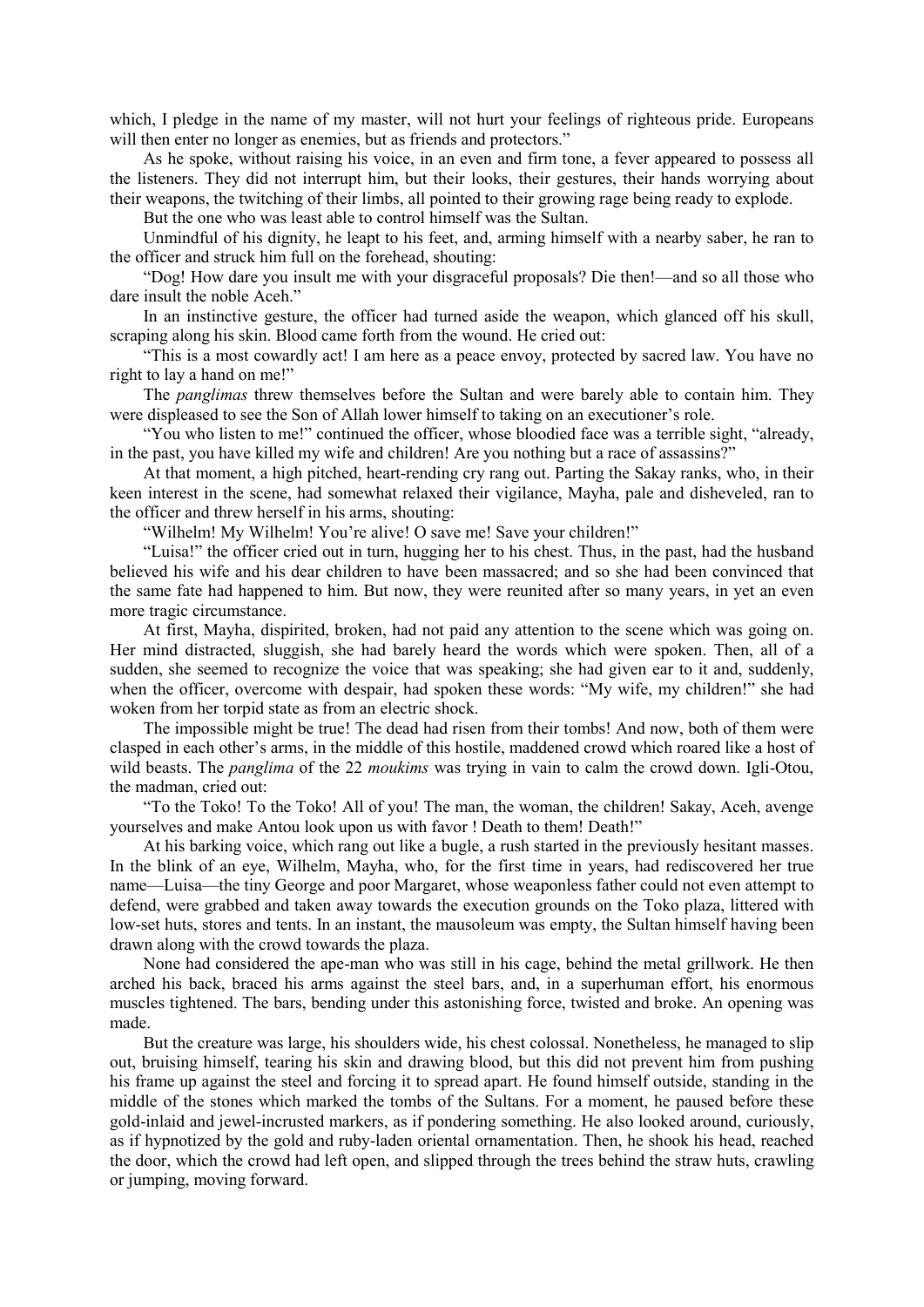which, I pledge in the name of my master, will not hurt your feelings of righteous pride. Europeans will then enter no longer as enemies, but as friends and protectors."

As he spoke, without raising his voice, in an even and firm tone, a fever appeared to possess all the listeners. They did not interrupt him, but their looks, their gestures, their hands worrying about their weapons, the twitching of their limbs, all pointed to their growing rage being ready to explode.

But the one who was least able to control himself was the Sultan.

Unmindful of his dignity, he leapt to his feet, and, arming himself with a nearby saber, he ran to the officer and struck him full on the forehead, shouting:

"Dog! How dare you insult me with your disgraceful proposals? Die then!—and so all those who dare insult the noble Aceh."

In an instinctive gesture, the officer had turned aside the weapon, which glanced off his skull, scraping along his skin. Blood came forth from the wound. He cried out:

"This is a most cowardly act! I am here as a peace envoy, protected by sacred law. You have no right to lay a hand on me!"

The *panglimas* threw themselves before the Sultan and were barely able to contain him. They were displeased to see the Son of Allah lower himself to taking on an executioner's role.

"You who listen to me!" continued the officer, whose bloodied face was a terrible sight, "already, in the past, you have killed my wife and children! Are you nothing but a race of assassins?"

At that moment, a high pitched, heart-rending cry rang out. Parting the Sakay ranks, who, in their keen interest in the scene, had somewhat relaxed their vigilance, Mayha, pale and disheveled, ran to the officer and threw herself in his arms, shouting:

"Wilhelm! My Wilhelm! You're alive! O save me! Save your children!"

"Luisa!" the officer cried out in turn, hugging her to his chest. Thus, in the past, had the husband believed his wife and his dear children to have been massacred; and so she had been convinced that the same fate had happened to him. But now, they were reunited after so many years, in yet an even more tragic circumstance.

At first, Mayha, dispirited, broken, had not paid any attention to the scene which was going on. Her mind distracted, sluggish, she had barely heard the words which were spoken. Then, all of a sudden, she seemed to recognize the voice that was speaking; she had given ear to it and, suddenly, when the officer, overcome with despair, had spoken these words: "My wife, my children!" she had woken from her torpid state as from an electric shock.

The impossible might be true! The dead had risen from their tombs! And now, both of them were clasped in each other's arms, in the middle of this hostile, maddened crowd which roared like a host of wild beasts. The *panglima* of the 22 *moukims* was trying in vain to calm the crowd down. Igli-Otou, the madman, cried out:

"To the Toko! To the Toko! All of you! The man, the woman, the children! Sakay, Aceh, avenge yourselves and make Antou look upon us with favor ! Death to them! Death!"

At his barking voice, which rang out like a bugle, a rush started in the previously hesitant masses. In the blink of an eye, Wilhelm, Mayha, who, for the first time in years, had rediscovered her true name—Luisa—the tiny George and poor Margaret, whose weaponless father could not even attempt to defend, were grabbed and taken away towards the execution grounds on the Toko plaza, littered with low-set huts, stores and tents. In an instant, the mausoleum was empty, the Sultan himself having been drawn along with the crowd towards the plaza.

None had considered the ape-man who was still in his cage, behind the metal grillwork. He then arched his back, braced his arms against the steel bars, and, in a superhuman effort, his enormous muscles tightened. The bars, bending under this astonishing force, twisted and broke. An opening was made.

But the creature was large, his shoulders wide, his chest colossal. Nonetheless, he managed to slip out, bruising himself, tearing his skin and drawing blood, but this did not prevent him from pushing his frame up against the steel and forcing it to spread apart. He found himself outside, standing in the middle of the stones which marked the tombs of the Sultans. For a moment, he paused before these gold-inlaid and jewel-incrusted markers, as if pondering something. He also looked around, curiously, as if hypnotized by the gold and ruby-laden oriental ornamentation. Then, he shook his head, reached the door, which the crowd had left open, and slipped through the trees behind the straw huts, crawling or jumping, moving forward.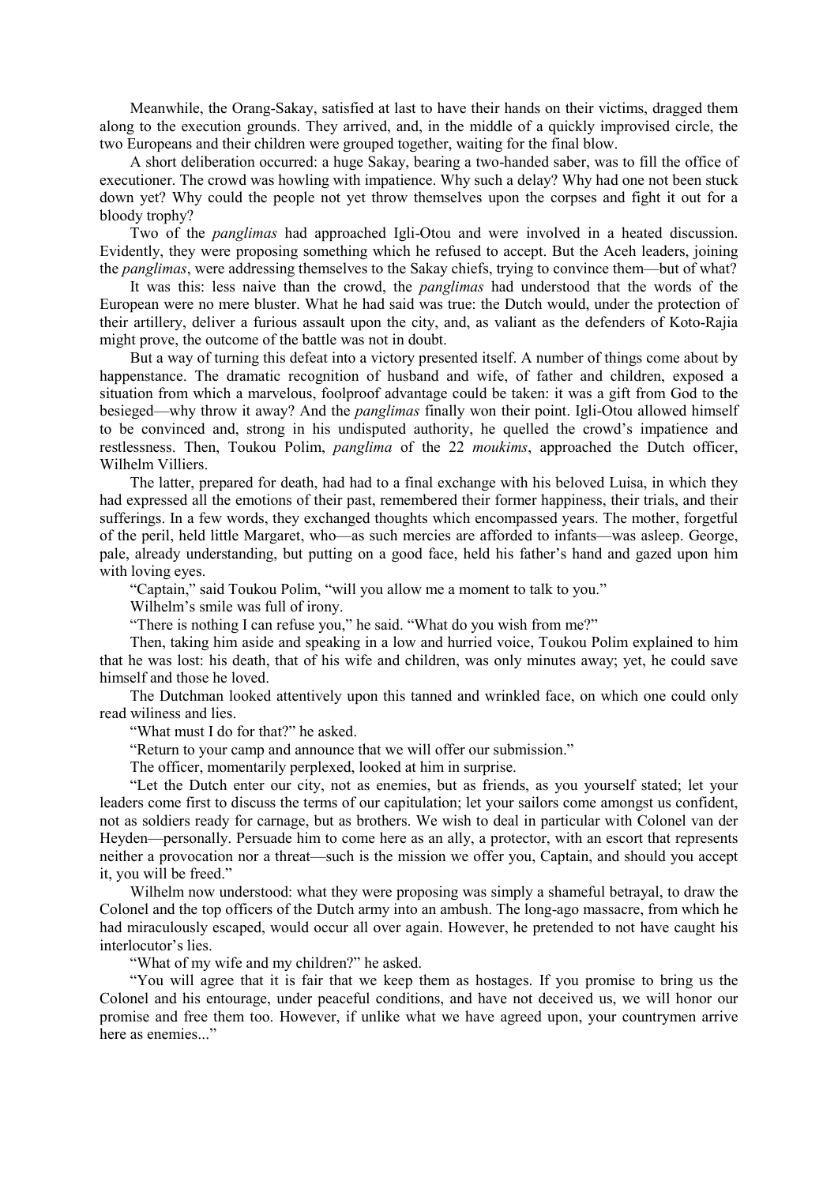Meanwhile, the Orang-Sakay, satisfied at last to have their hands on their victims, dragged them along to the execution grounds. They arrived, and, in the middle of a quickly improvised circle, the two Europeans and their children were grouped together, waiting for the final blow.

A short deliberation occurred: a huge Sakay, bearing a two-handed saber, was to fill the office of executioner. The crowd was howling with impatience. Why such a delay? Why had one not been stuck down yet? Why could the people not yet throw themselves upon the corpses and fight it out for a bloody trophy?

Two of the *panglimas* had approached Igli-Otou and were involved in a heated discussion. Evidently, they were proposing something which he refused to accept. But the Aceh leaders, joining the *panglimas*, were addressing themselves to the Sakay chiefs, trying to convince them—but of what?

It was this: less naive than the crowd, the *panglimas* had understood that the words of the European were no mere bluster. What he had said was true: the Dutch would, under the protection of their artillery, deliver a furious assault upon the city, and, as valiant as the defenders of Koto-Rajia might prove, the outcome of the battle was not in doubt.

But a way of turning this defeat into a victory presented itself. A number of things come about by happenstance. The dramatic recognition of husband and wife, of father and children, exposed a situation from which a marvelous, foolproof advantage could be taken: it was a gift from God to the besieged—why throw it away? And the *panglimas* finally won their point. Igli-Otou allowed himself to be convinced and, strong in his undisputed authority, he quelled the crowd's impatience and restlessness. Then, Toukou Polim, *panglima* of the 22 *moukims*, approached the Dutch officer, Wilhelm Villiers.

The latter, prepared for death, had had to a final exchange with his beloved Luisa, in which they had expressed all the emotions of their past, remembered their former happiness, their trials, and their sufferings. In a few words, they exchanged thoughts which encompassed years. The mother, forgetful of the peril, held little Margaret, who—as such mercies are afforded to infants—was asleep. George, pale, already understanding, but putting on a good face, held his father's hand and gazed upon him with loving eyes.

"Captain," said Toukou Polim, "will you allow me a moment to talk to you."

Wilhelm's smile was full of irony.

"There is nothing I can refuse you," he said. "What do you wish from me?"

Then, taking him aside and speaking in a low and hurried voice, Toukou Polim explained to him that he was lost: his death, that of his wife and children, was only minutes away; yet, he could save himself and those he loved.

The Dutchman looked attentively upon this tanned and wrinkled face, on which one could only read wiliness and lies.

"What must I do for that?" he asked.

"Return to your camp and announce that we will offer our submission."

The officer, momentarily perplexed, looked at him in surprise.

"Let the Dutch enter our city, not as enemies, but as friends, as you yourself stated; let your leaders come first to discuss the terms of our capitulation; let your sailors come amongst us confident, not as soldiers ready for carnage, but as brothers. We wish to deal in particular with Colonel van der Heyden—personally. Persuade him to come here as an ally, a protector, with an escort that represents neither a provocation nor a threat—such is the mission we offer you, Captain, and should you accept it, you will be freed."

Wilhelm now understood: what they were proposing was simply a shameful betrayal, to draw the Colonel and the top officers of the Dutch army into an ambush. The long-ago massacre, from which he had miraculously escaped, would occur all over again. However, he pretended to not have caught his interlocutor's lies.

"What of my wife and my children?" he asked.

"You will agree that it is fair that we keep them as hostages. If you promise to bring us the Colonel and his entourage, under peaceful conditions, and have not deceived us, we will honor our promise and free them too. However, if unlike what we have agreed upon, your countrymen arrive here as enemies..."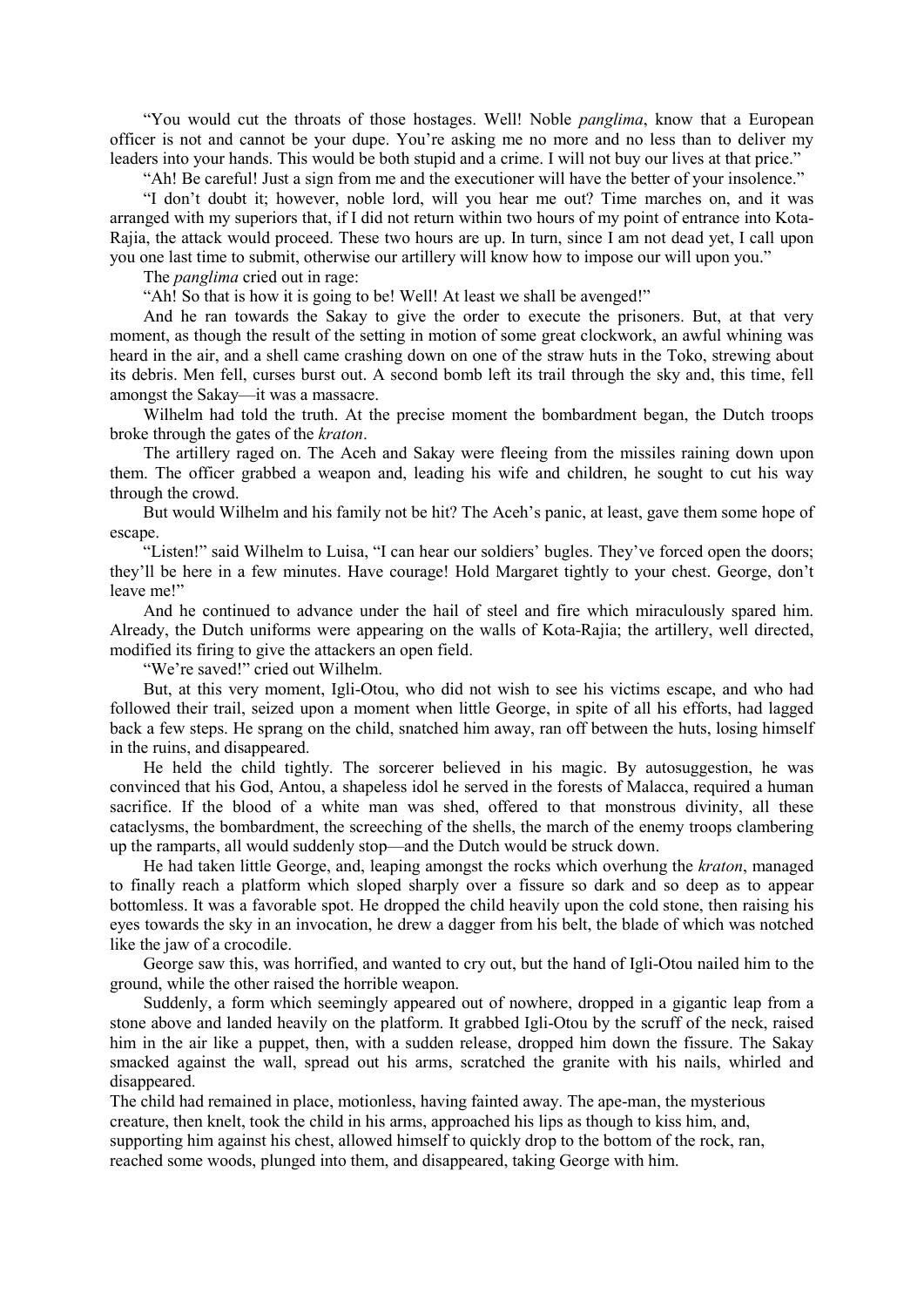"You would cut the throats of those hostages. Well! Noble *panglima*, know that a European officer is not and cannot be your dupe. You're asking me no more and no less than to deliver my leaders into your hands. This would be both stupid and a crime. I will not buy our lives at that price."

"Ah! Be careful! Just a sign from me and the executioner will have the better of your insolence."

"I don't doubt it; however, noble lord, will you hear me out? Time marches on, and it was arranged with my superiors that, if I did not return within two hours of my point of entrance into Kota-Rajia, the attack would proceed. These two hours are up. In turn, since I am not dead yet, I call upon you one last time to submit, otherwise our artillery will know how to impose our will upon you."

The *panglima* cried out in rage:

"Ah! So that is how it is going to be! Well! At least we shall be avenged!"

And he ran towards the Sakay to give the order to execute the prisoners. But, at that very moment, as though the result of the setting in motion of some great clockwork, an awful whining was heard in the air, and a shell came crashing down on one of the straw huts in the Toko, strewing about its debris. Men fell, curses burst out. A second bomb left its trail through the sky and, this time, fell amongst the Sakay—it was a massacre.

Wilhelm had told the truth. At the precise moment the bombardment began, the Dutch troops broke through the gates of the *kraton*.

The artillery raged on. The Aceh and Sakay were fleeing from the missiles raining down upon them. The officer grabbed a weapon and, leading his wife and children, he sought to cut his way through the crowd.

But would Wilhelm and his family not be hit? The Aceh's panic, at least, gave them some hope of escape.

"Listen!" said Wilhelm to Luisa, "I can hear our soldiers' bugles. They've forced open the doors; they'll be here in a few minutes. Have courage! Hold Margaret tightly to your chest. George, don't leave me!"

And he continued to advance under the hail of steel and fire which miraculously spared him. Already, the Dutch uniforms were appearing on the walls of Kota-Rajia; the artillery, well directed, modified its firing to give the attackers an open field.

"We're saved!" cried out Wilhelm.

But, at this very moment, Igli-Otou, who did not wish to see his victims escape, and who had followed their trail, seized upon a moment when little George, in spite of all his efforts, had lagged back a few steps. He sprang on the child, snatched him away, ran off between the huts, losing himself in the ruins, and disappeared.

He held the child tightly. The sorcerer believed in his magic. By autosuggestion, he was convinced that his God, Antou, a shapeless idol he served in the forests of Malacca, required a human sacrifice. If the blood of a white man was shed, offered to that monstrous divinity, all these cataclysms, the bombardment, the screeching of the shells, the march of the enemy troops clambering up the ramparts, all would suddenly stop—and the Dutch would be struck down.

He had taken little George, and, leaping amongst the rocks which overhung the *kraton*, managed to finally reach a platform which sloped sharply over a fissure so dark and so deep as to appear bottomless. It was a favorable spot. He dropped the child heavily upon the cold stone, then raising his eyes towards the sky in an invocation, he drew a dagger from his belt, the blade of which was notched like the jaw of a crocodile.

George saw this, was horrified, and wanted to cry out, but the hand of Igli-Otou nailed him to the ground, while the other raised the horrible weapon.

Suddenly, a form which seemingly appeared out of nowhere, dropped in a gigantic leap from a stone above and landed heavily on the platform. It grabbed Igli-Otou by the scruff of the neck, raised him in the air like a puppet, then, with a sudden release, dropped him down the fissure. The Sakay smacked against the wall, spread out his arms, scratched the granite with his nails, whirled and disappeared.

The child had remained in place, motionless, having fainted away. The ape-man, the mysterious creature, then knelt, took the child in his arms, approached his lips as though to kiss him, and, supporting him against his chest, allowed himself to quickly drop to the bottom of the rock, ran, reached some woods, plunged into them, and disappeared, taking George with him.